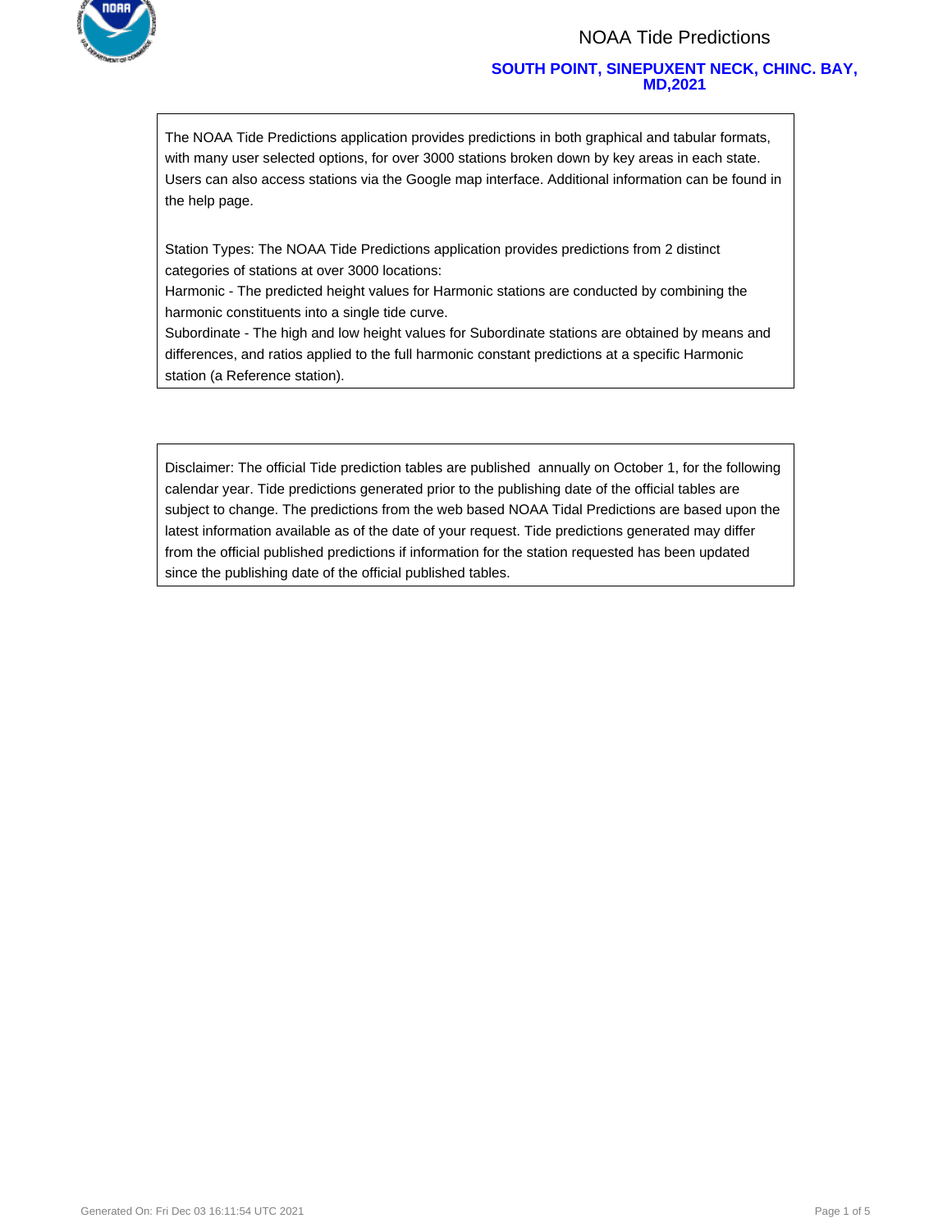# NOAA Tide Predictions

## SOUTH POINT, SINEPUXENT NECK, CHINC. BAY, MD,2021

The NOAA Tide Predictions application provides predictions in both graphical and tabular formats, with many user selected options, for over 3000 stations broken down by key areas in each state. Users can also access stations via the Google map interface. Additional information can be found in the help page.

Station Types: The NOAA Tide Predictions application provides predictions from 2 distinct categories of stations at over 3000 locations:
Harmonic - The predicted height values for Harmonic stations are conducted by combining the harmonic constituents into a single tide curve.
Subordinate - The high and low height values for Subordinate stations are obtained by means and differences, and ratios applied to the full harmonic constant predictions at a specific Harmonic station (a Reference station).

Disclaimer: The official Tide prediction tables are published annually on October 1, for the following calendar year. Tide predictions generated prior to the publishing date of the official tables are subject to change. The predictions from the web based NOAA Tidal Predictions are based upon the latest information available as of the date of your request. Tide predictions generated may differ from the official published predictions if information for the station requested has been updated since the publishing date of the official published tables.

Generated On: Fri Dec 03 16:11:54 UTC 2021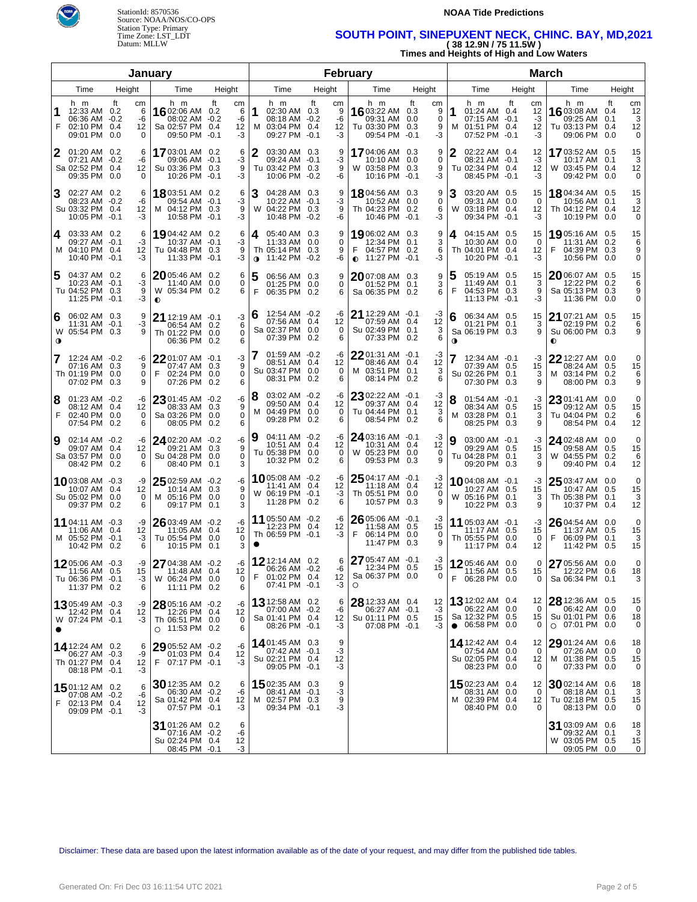StationId: 8570536
Source: NOAA/NOS/CO-OPS
Station Type: Primary
Time Zone: LST_LDT
Datum: MLLW

**NOAA Tide Predictions**

## SOUTH POINT, SINEPUXENT NECK, CHINC. BAY, MD,2021

**( 38 12.9N / 75 11.5W )**

**Times and Heights of High and Low Waters**

### January

| Day | Time | Height (ft) | Height (cm) | Day | Time | Height (ft) | Height (cm) |
|---|---|---|---|---|---|---|---|
| 1 F | 12:33 AM | 0.2 | 6 | 16 Sa | 02:06 AM | 0.2 | 6 |
| | 06:36 AM | -0.2 | -6 | | 08:02 AM | -0.2 | -6 |
| | 02:10 PM | 0.4 | 12 | | 02:57 PM | 0.4 | 12 |
| | 09:01 PM | 0.0 | 0 | | 09:50 PM | -0.1 | -3 |
| 2 Sa | 01:20 AM | 0.2 | 6 | 17 Su | 03:01 AM | 0.2 | 6 |
| | 07:21 AM | -0.2 | -6 | | 09:06 AM | -0.1 | -3 |
| | 02:52 PM | 0.4 | 12 | | 03:36 PM | 0.3 | 9 |
| | 09:35 PM | 0.0 | 0 | | 10:26 PM | -0.1 | -3 |
| 3 Su | 02:27 AM | 0.2 | 6 | 18 M | 03:51 AM | 0.2 | 6 |
| | 08:23 AM | -0.2 | -6 | | 09:54 AM | -0.1 | -3 |
| | 03:32 PM | 0.4 | 12 | | 04:12 PM | 0.3 | 9 |
| | 10:05 PM | -0.1 | -3 | | 10:58 PM | -0.1 | -3 |
| 4 M | 03:33 AM | 0.2 | 6 | 19 Tu | 04:42 AM | 0.2 | 6 |
| | 09:27 AM | -0.1 | -3 | | 10:37 AM | -0.1 | -3 |
| | 04:10 PM | 0.4 | 12 | | 04:48 PM | 0.3 | 9 |
| | 10:40 PM | -0.1 | -3 | | 11:33 PM | -0.1 | -3 |
| 5 Tu | 04:37 AM | 0.2 | 6 | 20 W ◐ | 05:46 AM | 0.2 | 6 |
| | 10:23 AM | -0.1 | -3 | | 11:40 AM | 0.0 | 0 |
| | 04:52 PM | 0.3 | 9 | | 05:34 PM | 0.2 | 6 |
| | 11:25 PM | -0.1 | -3 | | | | |
| 6 W ◑ | 06:02 AM | 0.3 | 9 | 21 Th | 12:19 AM | -0.1 | -3 |
| | 11:31 AM | -0.1 | -3 | | 06:54 AM | 0.2 | 6 |
| | 05:54 PM | 0.3 | 9 | | 01:22 PM | 0.0 | 0 |
| | | | | | 06:36 PM | 0.2 | 6 |
| 7 Th | 12:24 AM | -0.2 | -6 | 22 F | 01:07 AM | -0.1 | -3 |
| | 07:16 AM | 0.3 | 9 | | 07:47 AM | 0.3 | 9 |
| | 01:19 PM | 0.0 | 0 | | 02:24 PM | 0.0 | 0 |
| | 07:02 PM | 0.3 | 9 | | 07:26 PM | 0.2 | 6 |
| 8 F | 01:23 AM | -0.2 | -6 | 23 Sa | 01:45 AM | -0.2 | -6 |
| | 08:12 AM | 0.4 | 12 | | 08:33 AM | 0.3 | 9 |
| | 02:40 PM | 0.0 | 0 | | 03:26 PM | 0.0 | 0 |
| | 07:54 PM | 0.2 | 6 | | 08:05 PM | 0.2 | 6 |
| 9 Sa | 02:14 AM | -0.2 | -6 | 24 Su | 02:20 AM | -0.2 | -6 |
| | 09:07 AM | 0.4 | 12 | | 09:21 AM | 0.3 | 9 |
| | 03:57 PM | 0.0 | 0 | | 04:28 PM | 0.0 | 0 |
| | 08:42 PM | 0.2 | 6 | | 08:40 PM | 0.1 | 3 |
| 10 Su | 03:08 AM | -0.3 | -9 | 25 M | 02:59 AM | -0.2 | -6 |
| | 10:07 AM | 0.4 | 12 | | 10:14 AM | 0.3 | 9 |
| | 05:02 PM | 0.0 | 0 | | 05:16 PM | 0.0 | 0 |
| | 09:37 PM | 0.2 | 6 | | 09:17 PM | 0.1 | 3 |
| 11 M | 04:11 AM | -0.3 | -9 | 26 Tu | 03:49 AM | -0.2 | -6 |
| | 11:06 AM | 0.4 | 12 | | 11:05 AM | 0.4 | 12 |
| | 05:52 PM | -0.1 | -3 | | 05:54 PM | 0.0 | 0 |
| | 10:42 PM | 0.2 | 6 | | 10:15 PM | 0.1 | 3 |
| 12 Tu | 05:06 AM | -0.3 | -9 | 27 W | 04:38 AM | -0.2 | -6 |
| | 11:56 AM | 0.5 | 15 | | 11:48 AM | 0.4 | 12 |
| | 06:36 PM | -0.1 | -3 | | 06:24 PM | 0.0 | 0 |
| | 11:37 PM | 0.2 | 6 | | 11:11 PM | 0.2 | 6 |
| 13 W ● | 05:49 AM | -0.3 | -9 | 28 Th ○ | 05:16 AM | -0.2 | -6 |
| | 12:42 PM | 0.4 | 12 | | 12:26 PM | 0.4 | 12 |
| | 07:24 PM | -0.1 | -3 | | 06:51 PM | 0.0 | 0 |
| | | | | | 11:53 PM | 0.2 | 6 |
| 14 Th | 12:24 AM | 0.2 | 6 | 29 F | 05:52 AM | -0.2 | -6 |
| | 06:27 AM | -0.3 | -9 | | 01:03 PM | 0.4 | 12 |
| | 01:27 PM | 0.4 | 12 | | 07:17 PM | -0.1 | -3 |
| | 08:18 PM | -0.1 | -3 | | | | |
| 15 F | 01:12 AM | 0.2 | 6 | 30 Sa | 12:35 AM | 0.2 | 6 |
| | 07:08 AM | -0.2 | -6 | | 06:30 AM | -0.2 | -6 |
| | 02:13 PM | 0.4 | 12 | | 01:42 PM | 0.4 | 12 |
| | 09:09 PM | -0.1 | -3 | | 07:57 PM | -0.1 | -3 |
| | | | | 31 Su | 01:26 AM | 0.2 | 6 |
| | | | | | 07:16 AM | -0.2 | -6 |
| | | | | | 02:24 PM | 0.4 | 12 |
| | | | | | 08:45 PM | -0.1 | -3 |

### February

| Day | Time | Height (ft) | Height (cm) | Day | Time | Height (ft) | Height (cm) |
|---|---|---|---|---|---|---|---|
| 1 M | 02:30 AM | 0.3 | 9 | 16 Tu | 03:22 AM | 0.3 | 9 |
| | 08:18 AM | -0.2 | -6 | | 09:31 AM | 0.0 | 0 |
| | 03:04 PM | 0.4 | 12 | | 03:30 PM | 0.3 | 9 |
| | 09:27 PM | -0.1 | -3 | | 09:54 PM | -0.1 | -3 |
| 2 Tu | 03:30 AM | 0.3 | 9 | 17 W | 04:06 AM | 0.3 | 9 |
| | 09:24 AM | -0.1 | -3 | | 10:10 AM | 0.0 | 0 |
| | 03:42 PM | 0.3 | 9 | | 03:58 PM | 0.3 | 9 |
| | 10:06 PM | -0.2 | -6 | | 10:16 PM | -0.1 | -3 |
| 3 W | 04:28 AM | 0.3 | 9 | 18 Th | 04:56 AM | 0.3 | 9 |
| | 10:22 AM | -0.1 | -3 | | 10:52 AM | 0.0 | 0 |
| | 04:22 PM | 0.3 | 9 | | 04:23 PM | 0.2 | 6 |
| | 10:48 PM | -0.2 | -6 | | 10:46 PM | -0.1 | -3 |
| 4 Th ◑ | 05:40 AM | 0.3 | 9 | 19 F ◐ | 06:02 AM | 0.3 | 9 |
| | 11:33 AM | 0.0 | 0 | | 12:34 PM | 0.1 | 3 |
| | 05:14 PM | 0.3 | 9 | | 04:57 PM | 0.2 | 6 |
| | 11:42 PM | -0.2 | -6 | | 11:27 PM | -0.1 | -3 |
| 5 F | 06:56 AM | 0.3 | 9 | 20 Sa | 07:08 AM | 0.3 | 9 |
| | 01:25 PM | 0.0 | 0 | | 01:52 PM | 0.1 | 3 |
| | 06:35 PM | 0.2 | 6 | | 06:35 PM | 0.2 | 6 |
| 6 Sa | 12:54 AM | -0.2 | -6 | 21 Su | 12:29 AM | -0.1 | -3 |
| | 07:56 AM | 0.4 | 12 | | 07:59 AM | 0.4 | 12 |
| | 02:37 PM | 0.0 | 0 | | 02:49 PM | 0.1 | 3 |
| | 07:39 PM | 0.2 | 6 | | 07:33 PM | 0.2 | 6 |
| 7 Su | 01:59 AM | -0.2 | -6 | 22 M | 01:31 AM | -0.1 | -3 |
| | 08:51 AM | 0.4 | 12 | | 08:46 AM | 0.4 | 12 |
| | 03:47 PM | 0.0 | 0 | | 03:51 PM | 0.1 | 3 |
| | 08:31 PM | 0.2 | 6 | | 08:14 PM | 0.2 | 6 |
| 8 M | 03:02 AM | -0.2 | -6 | 23 Tu | 02:22 AM | -0.1 | -3 |
| | 09:50 AM | 0.4 | 12 | | 09:37 AM | 0.4 | 12 |
| | 04:49 PM | 0.0 | 0 | | 04:44 PM | 0.1 | 3 |
| | 09:28 PM | 0.2 | 6 | | 08:54 PM | 0.2 | 6 |
| 9 Tu | 04:11 AM | -0.2 | -6 | 24 W | 03:16 AM | -0.1 | -3 |
| | 10:51 AM | 0.4 | 12 | | 10:31 AM | 0.4 | 12 |
| | 05:38 PM | 0.0 | 0 | | 05:23 PM | 0.0 | 0 |
| | 10:32 PM | 0.2 | 6 | | 09:53 PM | 0.3 | 9 |
| 10 W | 05:08 AM | -0.2 | -6 | 25 Th | 04:17 AM | -0.1 | -3 |
| | 11:41 AM | 0.4 | 12 | | 11:18 AM | 0.4 | 12 |
| | 06:19 PM | -0.1 | -3 | | 05:51 PM | 0.0 | 0 |
| | 11:28 PM | 0.2 | 6 | | 10:57 PM | 0.3 | 9 |
| 11 Th ● | 05:50 AM | -0.2 | -6 | 26 F | 05:06 AM | -0.1 | -3 |
| | 12:23 PM | 0.4 | 12 | | 11:58 AM | 0.5 | 15 |
| | 06:59 PM | -0.1 | -3 | | 06:14 PM | 0.0 | 0 |
| | | | | | 11:47 PM | 0.3 | 9 |
| 12 F | 12:14 AM | 0.2 | 6 | 27 Sa ○ | 05:47 AM | -0.1 | -3 |
| | 06:26 AM | -0.2 | -6 | | 12:34 PM | 0.5 | 15 |
| | 01:02 PM | 0.4 | 12 | | 06:37 PM | 0.0 | 0 |
| | 07:41 PM | -0.1 | -3 | | | | |
| 13 Sa | 12:58 AM | 0.2 | 6 | 28 Su | 12:33 AM | 0.4 | 12 |
| | 07:00 AM | -0.2 | -6 | | 06:27 AM | -0.1 | -3 |
| | 01:41 PM | 0.4 | 12 | | 01:11 PM | 0.5 | 15 |
| | 08:26 PM | -0.1 | -3 | | 07:08 PM | -0.1 | -3 |
| 14 Su | 01:45 AM | 0.3 | 9 | | | | |
| | 07:42 AM | -0.1 | -3 | | | | |
| | 02:21 PM | 0.4 | 12 | | | | |
| | 09:05 PM | -0.1 | -3 | | | | |
| 15 M | 02:35 AM | 0.3 | 9 | | | | |
| | 08:41 AM | -0.1 | -3 | | | | |
| | 02:57 PM | 0.3 | 9 | | | | |
| | 09:34 PM | -0.1 | -3 | | | | |

### March

| Day | Time | Height (ft) | Height (cm) | Day | Time | Height (ft) | Height (cm) |
|---|---|---|---|---|---|---|---|
| 1 M | 01:24 AM | 0.4 | 12 | 16 Tu | 03:08 AM | 0.4 | 12 |
| | 07:15 AM | -0.1 | -3 | | 09:25 AM | 0.1 | 3 |
| | 01:51 PM | 0.4 | 12 | | 03:13 PM | 0.4 | 12 |
| | 07:52 PM | -0.1 | -3 | | 09:06 PM | 0.0 | 0 |
| 2 Tu | 02:22 AM | 0.4 | 12 | 17 W | 03:52 AM | 0.5 | 15 |
| | 08:21 AM | -0.1 | -3 | | 10:17 AM | 0.1 | 3 |
| | 02:34 PM | 0.4 | 12 | | 03:45 PM | 0.4 | 12 |
| | 08:45 PM | -0.1 | -3 | | 09:42 PM | 0.0 | 0 |
| 3 W | 03:20 AM | 0.5 | 15 | 18 Th | 04:34 AM | 0.5 | 15 |
| | 09:31 AM | 0.0 | 0 | | 10:56 AM | 0.1 | 3 |
| | 03:18 PM | 0.4 | 12 | | 04:12 PM | 0.4 | 12 |
| | 09:34 PM | -0.1 | -3 | | 10:19 PM | 0.0 | 0 |
| 4 Th | 04:15 AM | 0.5 | 15 | 19 F | 05:16 AM | 0.5 | 15 |
| | 10:30 AM | 0.0 | 0 | | 11:31 AM | 0.2 | 6 |
| | 04:01 PM | 0.4 | 12 | | 04:39 PM | 0.3 | 9 |
| | 10:20 PM | -0.1 | -3 | | 10:56 PM | 0.0 | 0 |
| 5 F | 05:19 AM | 0.5 | 15 | 20 Sa | 06:07 AM | 0.5 | 15 |
| | 11:49 AM | 0.1 | 3 | | 12:22 PM | 0.2 | 6 |
| | 04:53 PM | 0.3 | 9 | | 05:13 PM | 0.3 | 9 |
| | 11:13 PM | -0.1 | -3 | | 11:36 PM | 0.0 | 0 |
| 6 Sa ◑ | 06:34 AM | 0.5 | 15 | 21 Su ◐ | 07:21 AM | 0.5 | 15 |
| | 01:21 PM | 0.1 | 3 | | 02:19 PM | 0.2 | 6 |
| | 06:19 PM | 0.3 | 9 | | 06:00 PM | 0.3 | 9 |
| 7 Su | 12:34 AM | -0.1 | -3 | 22 M | 12:27 AM | 0.0 | 0 |
| | 07:39 AM | 0.5 | 15 | | 08:24 AM | 0.5 | 15 |
| | 02:26 PM | 0.1 | 3 | | 03:14 PM | 0.2 | 6 |
| | 07:30 PM | 0.3 | 9 | | 08:00 PM | 0.3 | 9 |
| 8 M | 01:54 AM | -0.1 | -3 | 23 Tu | 01:41 AM | 0.0 | 0 |
| | 08:34 AM | 0.5 | 15 | | 09:12 AM | 0.5 | 15 |
| | 03:28 PM | 0.1 | 3 | | 04:04 PM | 0.2 | 6 |
| | 08:25 PM | 0.3 | 9 | | 08:54 PM | 0.4 | 12 |
| 9 Tu | 03:00 AM | -0.1 | -3 | 24 W | 02:48 AM | 0.0 | 0 |
| | 09:29 AM | 0.5 | 15 | | 09:58 AM | 0.5 | 15 |
| | 04:28 PM | 0.1 | 3 | | 04:55 PM | 0.2 | 6 |
| | 09:20 PM | 0.3 | 9 | | 09:40 PM | 0.4 | 12 |
| 10 W | 04:08 AM | -0.1 | -3 | 25 Th | 03:47 AM | 0.0 | 0 |
| | 10:27 AM | 0.5 | 15 | | 10:47 AM | 0.5 | 15 |
| | 05:16 PM | 0.1 | 3 | | 05:38 PM | 0.1 | 3 |
| | 10:22 PM | 0.3 | 9 | | 10:37 PM | 0.4 | 12 |
| 11 Th | 05:03 AM | -0.1 | -3 | 26 F | 04:54 AM | 0.0 | 0 |
| | 11:17 AM | 0.5 | 15 | | 11:37 AM | 0.5 | 15 |
| | 05:55 PM | 0.0 | 0 | | 06:09 PM | 0.1 | 3 |
| | 11:17 PM | 0.4 | 12 | | 11:42 PM | 0.5 | 15 |
| 12 F | 05:46 AM | 0.0 | 0 | 27 Sa | 05:56 AM | 0.0 | 0 |
| | 11:56 AM | 0.5 | 15 | | 12:22 PM | 0.6 | 18 |
| | 06:28 PM | 0.0 | 0 | | 06:34 PM | 0.1 | 3 |
| 13 Sa ● | 12:02 AM | 0.4 | 12 | 28 Su ○ | 12:36 AM | 0.5 | 15 |
| | 06:22 AM | 0.0 | 0 | | 06:42 AM | 0.0 | 0 |
| | 12:32 PM | 0.5 | 15 | | 01:01 PM | 0.6 | 18 |
| | 06:58 PM | 0.0 | 0 | | 07:01 PM | 0.0 | 0 |
| 14 Su | 12:42 AM | 0.4 | 12 | 29 M | 01:24 AM | 0.6 | 18 |
| | 07:54 AM | 0.0 | 0 | | 07:26 AM | 0.0 | 0 |
| | 02:05 PM | 0.4 | 12 | | 01:38 PM | 0.5 | 15 |
| | 08:23 PM | 0.0 | 0 | | 07:33 PM | 0.0 | 0 |
| 15 M | 02:23 AM | 0.4 | 12 | 30 Tu | 02:14 AM | 0.6 | 18 |
| | 08:31 AM | 0.0 | 0 | | 08:18 AM | 0.1 | 3 |
| | 02:39 PM | 0.4 | 12 | | 02:18 PM | 0.5 | 15 |
| | 08:40 PM | 0.0 | 0 | | 08:13 PM | 0.0 | 0 |
| | | | | 31 W | 03:09 AM | 0.6 | 18 |
| | | | | | 09:32 AM | 0.1 | 3 |
| | | | | | 03:05 PM | 0.5 | 15 |
| | | | | | 09:05 PM | 0.0 | 0 |

Disclaimer: These data are based upon the latest information available as of the date of your request, and may differ from the published tide tables.

Generated On: Fri Dec 03 16:11:54 UTC 2021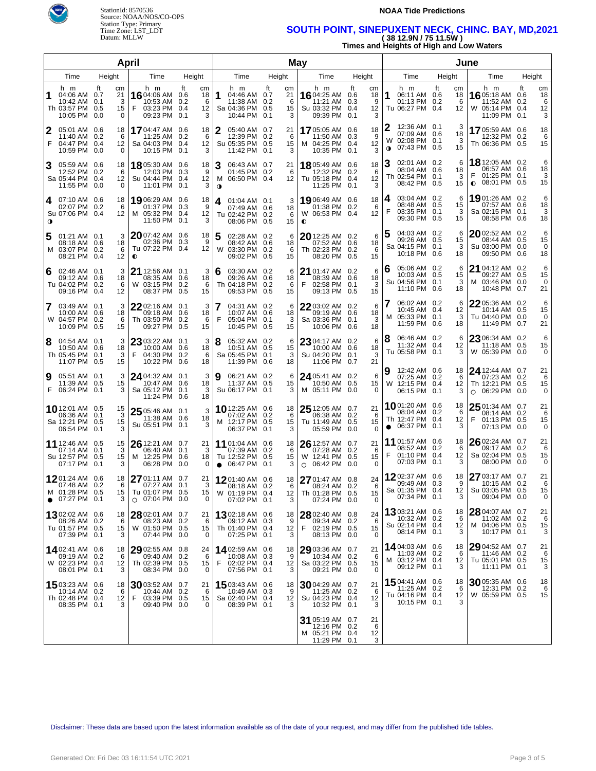**NOAA Tide Predictions**

StationId: 8570536
Source: NOAA/NOS/CO-OPS
Station Type: Primary
Time Zone: LST_LDT
Datum: MLLW

## SOUTH POINT, SINEPUXENT NECK, CHINC. BAY, MD,2021
### ( 38 12.9N / 75 11.5W )
### Times and Heights of High and Low Waters

## April

| Day | Time | ft | cm |
|---|---|---|---|
| 1 Th | 04:06 AM | 0.7 | 21 |
| | 10:42 AM | 0.1 | 3 |
| | 03:57 PM | 0.5 | 15 |
| | 10:05 PM | 0.0 | 0 |
| 2 F | 05:01 AM | 0.6 | 18 |
| | 11:40 AM | 0.2 | 6 |
| | 04:47 PM | 0.4 | 12 |
| | 10:59 PM | 0.0 | 0 |
| 3 Sa | 05:59 AM | 0.6 | 18 |
| | 12:52 PM | 0.2 | 6 |
| | 05:44 PM | 0.4 | 12 |
| | 11:55 PM | 0.0 | 0 |
| 4 Su ◑ | 07:10 AM | 0.6 | 18 |
| | 02:07 PM | 0.2 | 6 |
| | 07:06 PM | 0.4 | 12 |
| 5 M | 01:21 AM | 0.1 | 3 |
| | 08:18 AM | 0.6 | 18 |
| | 03:07 PM | 0.2 | 6 |
| | 08:21 PM | 0.4 | 12 |
| 6 Tu | 02:46 AM | 0.1 | 3 |
| | 09:12 AM | 0.6 | 18 |
| | 04:02 PM | 0.2 | 6 |
| | 09:16 PM | 0.4 | 12 |
| 7 W | 03:49 AM | 0.1 | 3 |
| | 10:00 AM | 0.6 | 18 |
| | 04:57 PM | 0.2 | 6 |
| | 10:09 PM | 0.5 | 15 |
| 8 Th | 04:54 AM | 0.1 | 3 |
| | 10:50 AM | 0.6 | 18 |
| | 05:45 PM | 0.1 | 3 |
| | 11:07 PM | 0.5 | 15 |
| 9 F | 05:51 AM | 0.1 | 3 |
| | 11:39 AM | 0.5 | 15 |
| | 06:24 PM | 0.1 | 3 |
| 10 Sa | 12:01 AM | 0.5 | 15 |
| | 06:36 AM | 0.1 | 3 |
| | 12:21 PM | 0.5 | 15 |
| | 06:54 PM | 0.1 | 3 |
| 11 Su | 12:46 AM | 0.5 | 15 |
| | 07:14 AM | 0.1 | 3 |
| | 12:57 PM | 0.5 | 15 |
| | 07:17 PM | 0.1 | 3 |
| 12 M ● | 01:24 AM | 0.6 | 18 |
| | 07:48 AM | 0.2 | 6 |
| | 01:28 PM | 0.5 | 15 |
| | 07:27 PM | 0.1 | 3 |
| 13 Tu | 02:02 AM | 0.6 | 18 |
| | 08:26 AM | 0.2 | 6 |
| | 01:57 PM | 0.5 | 15 |
| | 07:39 PM | 0.1 | 3 |
| 14 W | 02:41 AM | 0.6 | 18 |
| | 09:19 AM | 0.2 | 6 |
| | 02:23 PM | 0.4 | 12 |
| | 08:01 PM | 0.1 | 3 |
| 15 Th | 03:23 AM | 0.6 | 18 |
| | 10:14 AM | 0.2 | 6 |
| | 02:48 PM | 0.4 | 12 |
| | 08:35 PM | 0.1 | 3 |
| 16 F | 04:06 AM | 0.6 | 18 |
| | 10:53 AM | 0.2 | 6 |
| | 03:23 PM | 0.4 | 12 |
| | 09:23 PM | 0.1 | 3 |
| 17 Sa | 04:47 AM | 0.6 | 18 |
| | 11:25 AM | 0.2 | 6 |
| | 04:03 PM | 0.4 | 12 |
| | 10:15 PM | 0.1 | 3 |
| 18 Su | 05:30 AM | 0.6 | 18 |
| | 12:03 PM | 0.3 | 9 |
| | 04:44 PM | 0.4 | 12 |
| | 11:01 PM | 0.1 | 3 |
| 19 M | 06:29 AM | 0.6 | 18 |
| | 01:37 PM | 0.3 | 9 |
| | 05:32 PM | 0.4 | 12 |
| | 11:50 PM | 0.1 | 3 |
| 20 Tu ◐ | 07:42 AM | 0.6 | 18 |
| | 02:36 PM | 0.3 | 9 |
| | 07:22 PM | 0.4 | 12 |
| 21 W | 12:56 AM | 0.1 | 3 |
| | 08:35 AM | 0.6 | 18 |
| | 03:15 PM | 0.2 | 6 |
| | 08:37 PM | 0.5 | 15 |
| 22 Th | 02:16 AM | 0.1 | 3 |
| | 09:18 AM | 0.6 | 18 |
| | 03:50 PM | 0.2 | 6 |
| | 09:27 PM | 0.5 | 15 |
| 23 F | 03:22 AM | 0.1 | 3 |
| | 10:00 AM | 0.6 | 18 |
| | 04:30 PM | 0.2 | 6 |
| | 10:22 PM | 0.6 | 18 |
| 24 Sa | 04:32 AM | 0.1 | 3 |
| | 10:47 AM | 0.6 | 18 |
| | 05:12 PM | 0.1 | 3 |
| | 11:24 PM | 0.6 | 18 |
| 25 Su | 05:46 AM | 0.1 | 3 |
| | 11:38 AM | 0.6 | 18 |
| | 05:51 PM | 0.1 | 3 |
| 26 M | 12:21 AM | 0.7 | 21 |
| | 06:40 AM | 0.1 | 3 |
| | 12:25 PM | 0.6 | 18 |
| | 06:28 PM | 0.0 | 0 |
| 27 Tu ○ | 01:11 AM | 0.7 | 21 |
| | 07:27 AM | 0.1 | 3 |
| | 01:07 PM | 0.5 | 15 |
| | 07:04 PM | 0.0 | 0 |
| 28 W | 02:01 AM | 0.7 | 21 |
| | 08:23 AM | 0.2 | 6 |
| | 01:50 PM | 0.5 | 15 |
| | 07:44 PM | 0.0 | 0 |
| 29 Th | 02:55 AM | 0.8 | 24 |
| | 09:40 AM | 0.2 | 6 |
| | 02:39 PM | 0.5 | 15 |
| | 08:34 PM | 0.0 | 0 |
| 30 F | 03:52 AM | 0.7 | 21 |
| | 10:44 AM | 0.2 | 6 |
| | 03:39 PM | 0.5 | 15 |
| | 09:40 PM | 0.0 | 0 |

## May

| Day | Time | ft | cm |
|---|---|---|---|
| 1 Sa | 04:46 AM | 0.7 | 21 |
| | 11:38 AM | 0.2 | 6 |
| | 04:36 PM | 0.5 | 15 |
| | 10:44 PM | 0.1 | 3 |
| 2 Su | 05:40 AM | 0.7 | 21 |
| | 12:39 PM | 0.2 | 6 |
| | 05:35 PM | 0.5 | 15 |
| | 11:42 PM | 0.1 | 3 |
| 3 M ◑ | 06:43 AM | 0.7 | 21 |
| | 01:45 PM | 0.2 | 6 |
| | 06:50 PM | 0.4 | 12 |
| 4 Tu | 01:04 AM | 0.1 | 3 |
| | 07:49 AM | 0.6 | 18 |
| | 02:42 PM | 0.2 | 6 |
| | 08:06 PM | 0.5 | 15 |
| 5 W | 02:28 AM | 0.2 | 6 |
| | 08:42 AM | 0.6 | 18 |
| | 03:30 PM | 0.2 | 6 |
| | 09:02 PM | 0.5 | 15 |
| 6 Th | 03:30 AM | 0.2 | 6 |
| | 09:26 AM | 0.6 | 18 |
| | 04:18 PM | 0.2 | 6 |
| | 09:53 PM | 0.5 | 15 |
| 7 F | 04:31 AM | 0.2 | 6 |
| | 10:07 AM | 0.6 | 18 |
| | 05:04 PM | 0.1 | 3 |
| | 10:45 PM | 0.5 | 15 |
| 8 Sa | 05:32 AM | 0.2 | 6 |
| | 10:51 AM | 0.5 | 15 |
| | 05:45 PM | 0.1 | 3 |
| | 11:39 PM | 0.6 | 18 |
| 9 Su | 06:21 AM | 0.2 | 6 |
| | 11:37 AM | 0.5 | 15 |
| | 06:17 PM | 0.1 | 3 |
| 10 M | 12:25 AM | 0.6 | 18 |
| | 07:02 AM | 0.2 | 6 |
| | 12:17 PM | 0.5 | 15 |
| | 06:37 PM | 0.1 | 3 |
| 11 Tu ● | 01:04 AM | 0.6 | 18 |
| | 07:39 AM | 0.2 | 6 |
| | 12:52 PM | 0.5 | 15 |
| | 06:47 PM | 0.1 | 3 |
| 12 W | 01:40 AM | 0.6 | 18 |
| | 08:18 AM | 0.2 | 6 |
| | 01:19 PM | 0.4 | 12 |
| | 07:02 PM | 0.1 | 3 |
| 13 Th | 02:18 AM | 0.6 | 18 |
| | 09:12 AM | 0.3 | 9 |
| | 01:40 PM | 0.4 | 12 |
| | 07:25 PM | 0.1 | 3 |
| 14 F | 02:59 AM | 0.6 | 18 |
| | 10:08 AM | 0.3 | 9 |
| | 02:02 PM | 0.4 | 12 |
| | 07:56 PM | 0.1 | 3 |
| 15 Sa | 03:43 AM | 0.6 | 18 |
| | 10:49 AM | 0.3 | 9 |
| | 02:40 PM | 0.4 | 12 |
| | 08:39 PM | 0.1 | 3 |
| 16 Su | 04:25 AM | 0.6 | 18 |
| | 11:21 AM | 0.3 | 9 |
| | 03:32 PM | 0.4 | 12 |
| | 09:39 PM | 0.1 | 3 |
| 17 M | 05:05 AM | 0.6 | 18 |
| | 11:50 AM | 0.3 | 9 |
| | 04:25 PM | 0.4 | 12 |
| | 10:35 PM | 0.1 | 3 |
| 18 Tu | 05:49 AM | 0.6 | 18 |
| | 12:32 PM | 0.2 | 6 |
| | 05:18 PM | 0.4 | 12 |
| | 11:25 PM | 0.1 | 3 |
| 19 W ◐ | 06:49 AM | 0.6 | 18 |
| | 01:38 PM | 0.2 | 6 |
| | 06:53 PM | 0.4 | 12 |
| 20 Th | 12:25 AM | 0.2 | 6 |
| | 07:52 AM | 0.6 | 18 |
| | 02:23 PM | 0.2 | 6 |
| | 08:20 PM | 0.5 | 15 |
| 21 F | 01:47 AM | 0.2 | 6 |
| | 08:39 AM | 0.6 | 18 |
| | 02:58 PM | 0.1 | 3 |
| | 09:13 PM | 0.5 | 15 |
| 22 Sa | 03:02 AM | 0.2 | 6 |
| | 09:19 AM | 0.6 | 18 |
| | 03:36 PM | 0.1 | 3 |
| | 10:06 PM | 0.6 | 18 |
| 23 Su | 04:17 AM | 0.2 | 6 |
| | 10:00 AM | 0.6 | 18 |
| | 04:20 PM | 0.1 | 3 |
| | 11:06 PM | 0.7 | 21 |
| 24 M | 05:41 AM | 0.2 | 6 |
| | 10:50 AM | 0.5 | 15 |
| | 05:11 PM | 0.0 | 0 |
| 25 Tu | 12:05 AM | 0.7 | 21 |
| | 06:38 AM | 0.2 | 6 |
| | 11:49 AM | 0.5 | 15 |
| | 05:59 PM | 0.0 | 0 |
| 26 W ○ | 12:57 AM | 0.7 | 21 |
| | 07:28 AM | 0.2 | 6 |
| | 12:41 PM | 0.5 | 15 |
| | 06:42 PM | 0.0 | 0 |
| 27 Th | 01:47 AM | 0.8 | 24 |
| | 08:24 AM | 0.2 | 6 |
| | 01:28 PM | 0.5 | 15 |
| | 07:24 PM | 0.0 | 0 |
| 28 F | 02:40 AM | 0.8 | 24 |
| | 09:34 AM | 0.2 | 6 |
| | 02:19 PM | 0.5 | 15 |
| | 08:13 PM | 0.0 | 0 |
| 29 Sa | 03:36 AM | 0.7 | 21 |
| | 10:34 AM | 0.2 | 6 |
| | 03:22 PM | 0.5 | 15 |
| | 09:21 PM | 0.0 | 0 |
| 30 Su | 04:29 AM | 0.7 | 21 |
| | 11:25 AM | 0.2 | 6 |
| | 04:23 PM | 0.4 | 12 |
| | 10:32 PM | 0.1 | 3 |
| 31 M | 05:19 AM | 0.7 | 21 |
| | 12:16 PM | 0.2 | 6 |
| | 05:21 PM | 0.4 | 12 |
| | 11:29 PM | 0.1 | 3 |

## June

| Day | Time | ft | cm |
|---|---|---|---|
| 1 Tu | 06:11 AM | 0.6 | 18 |
| | 01:13 PM | 0.2 | 6 |
| | 06:27 PM | 0.4 | 12 |
| 2 W ◑ | 12:36 AM | 0.1 | 3 |
| | 07:09 AM | 0.6 | 18 |
| | 02:08 PM | 0.1 | 3 |
| | 07:43 PM | 0.5 | 15 |
| 3 Th | 02:01 AM | 0.2 | 6 |
| | 08:04 AM | 0.6 | 18 |
| | 02:54 PM | 0.1 | 3 |
| | 08:42 PM | 0.5 | 15 |
| 4 F | 03:04 AM | 0.2 | 6 |
| | 08:48 AM | 0.5 | 15 |
| | 03:35 PM | 0.1 | 3 |
| | 09:30 PM | 0.5 | 15 |
| 5 Sa | 04:03 AM | 0.2 | 6 |
| | 09:26 AM | 0.5 | 15 |
| | 04:15 PM | 0.1 | 3 |
| | 10:18 PM | 0.6 | 18 |
| 6 Su | 05:06 AM | 0.2 | 6 |
| | 10:03 AM | 0.5 | 15 |
| | 04:56 PM | 0.1 | 3 |
| | 11:10 PM | 0.6 | 18 |
| 7 M | 06:02 AM | 0.2 | 6 |
| | 10:45 AM | 0.4 | 12 |
| | 05:33 PM | 0.1 | 3 |
| | 11:59 PM | 0.6 | 18 |
| 8 Tu | 06:46 AM | 0.2 | 6 |
| | 11:32 AM | 0.4 | 12 |
| | 05:58 PM | 0.1 | 3 |
| 9 W | 12:42 AM | 0.6 | 18 |
| | 07:25 AM | 0.2 | 6 |
| | 12:15 PM | 0.4 | 12 |
| | 06:15 PM | 0.1 | 3 |
| 10 Th ● | 01:20 AM | 0.6 | 18 |
| | 08:04 AM | 0.2 | 6 |
| | 12:47 PM | 0.4 | 12 |
| | 06:37 PM | 0.1 | 3 |
| 11 F | 01:57 AM | 0.6 | 18 |
| | 08:52 AM | 0.2 | 6 |
| | 01:10 PM | 0.4 | 12 |
| | 07:03 PM | 0.1 | 3 |
| 12 Sa | 02:37 AM | 0.6 | 18 |
| | 09:49 AM | 0.3 | 9 |
| | 01:35 PM | 0.4 | 12 |
| | 07:34 PM | 0.1 | 3 |
| 13 Su | 03:21 AM | 0.6 | 18 |
| | 10:32 AM | 0.2 | 6 |
| | 02:14 PM | 0.4 | 12 |
| | 08:14 PM | 0.1 | 3 |
| 14 M | 04:03 AM | 0.6 | 18 |
| | 11:03 AM | 0.2 | 6 |
| | 03:12 PM | 0.4 | 12 |
| | 09:12 PM | 0.1 | 3 |
| 15 Tu | 04:41 AM | 0.6 | 18 |
| | 11:25 AM | 0.2 | 6 |
| | 04:16 PM | 0.4 | 12 |
| | 10:15 PM | 0.1 | 3 |
| 16 W | 05:18 AM | 0.6 | 18 |
| | 11:52 AM | 0.2 | 6 |
| | 05:14 PM | 0.4 | 12 |
| | 11:09 PM | 0.1 | 3 |
| 17 Th | 05:59 AM | 0.6 | 18 |
| | 12:32 PM | 0.2 | 6 |
| | 06:36 PM | 0.5 | 15 |
| 18 F ◐ | 12:05 AM | 0.2 | 6 |
| | 06:57 AM | 0.6 | 18 |
| | 01:25 PM | 0.1 | 3 |
| | 08:01 PM | 0.5 | 15 |
| 19 Sa | 01:26 AM | 0.2 | 6 |
| | 07:57 AM | 0.6 | 18 |
| | 02:15 PM | 0.1 | 3 |
| | 08:58 PM | 0.6 | 18 |
| 20 Su | 02:52 AM | 0.2 | 6 |
| | 08:44 AM | 0.5 | 15 |
| | 03:00 PM | 0.0 | 0 |
| | 09:50 PM | 0.6 | 18 |
| 21 M | 04:12 AM | 0.2 | 6 |
| | 09:27 AM | 0.5 | 15 |
| | 03:46 PM | 0.0 | 0 |
| | 10:48 PM | 0.7 | 21 |
| 22 Tu | 05:36 AM | 0.2 | 6 |
| | 10:14 AM | 0.5 | 15 |
| | 04:40 PM | 0.0 | 0 |
| | 11:49 PM | 0.7 | 21 |
| 23 W | 06:34 AM | 0.2 | 6 |
| | 11:18 AM | 0.5 | 15 |
| | 05:39 PM | 0.0 | 0 |
| 24 Th ○ | 12:44 AM | 0.7 | 21 |
| | 07:23 AM | 0.2 | 6 |
| | 12:21 PM | 0.5 | 15 |
| | 06:29 PM | 0.0 | 0 |
| 25 F | 01:34 AM | 0.7 | 21 |
| | 08:14 AM | 0.2 | 6 |
| | 01:13 PM | 0.5 | 15 |
| | 07:13 PM | 0.0 | 0 |
| 26 Sa | 02:24 AM | 0.7 | 21 |
| | 09:17 AM | 0.2 | 6 |
| | 02:04 PM | 0.5 | 15 |
| | 08:00 PM | 0.0 | 0 |
| 27 Su | 03:17 AM | 0.7 | 21 |
| | 10:15 AM | 0.2 | 6 |
| | 03:05 PM | 0.5 | 15 |
| | 09:04 PM | 0.0 | 0 |
| 28 M | 04:07 AM | 0.7 | 21 |
| | 11:02 AM | 0.2 | 6 |
| | 04:06 PM | 0.5 | 15 |
| | 10:17 PM | 0.1 | 3 |
| 29 Tu | 04:52 AM | 0.7 | 21 |
| | 11:46 AM | 0.2 | 6 |
| | 05:01 PM | 0.5 | 15 |
| | 11:11 PM | 0.1 | 3 |
| 30 W | 05:35 AM | 0.6 | 18 |
| | 12:31 PM | 0.2 | 6 |
| | 05:59 PM | 0.5 | 15 |

Disclaimer: These data are based upon the latest information available as of the date of your request, and may differ from the published tide tables.

Generated On: Fri Dec 03 16:11:54 UTC 2021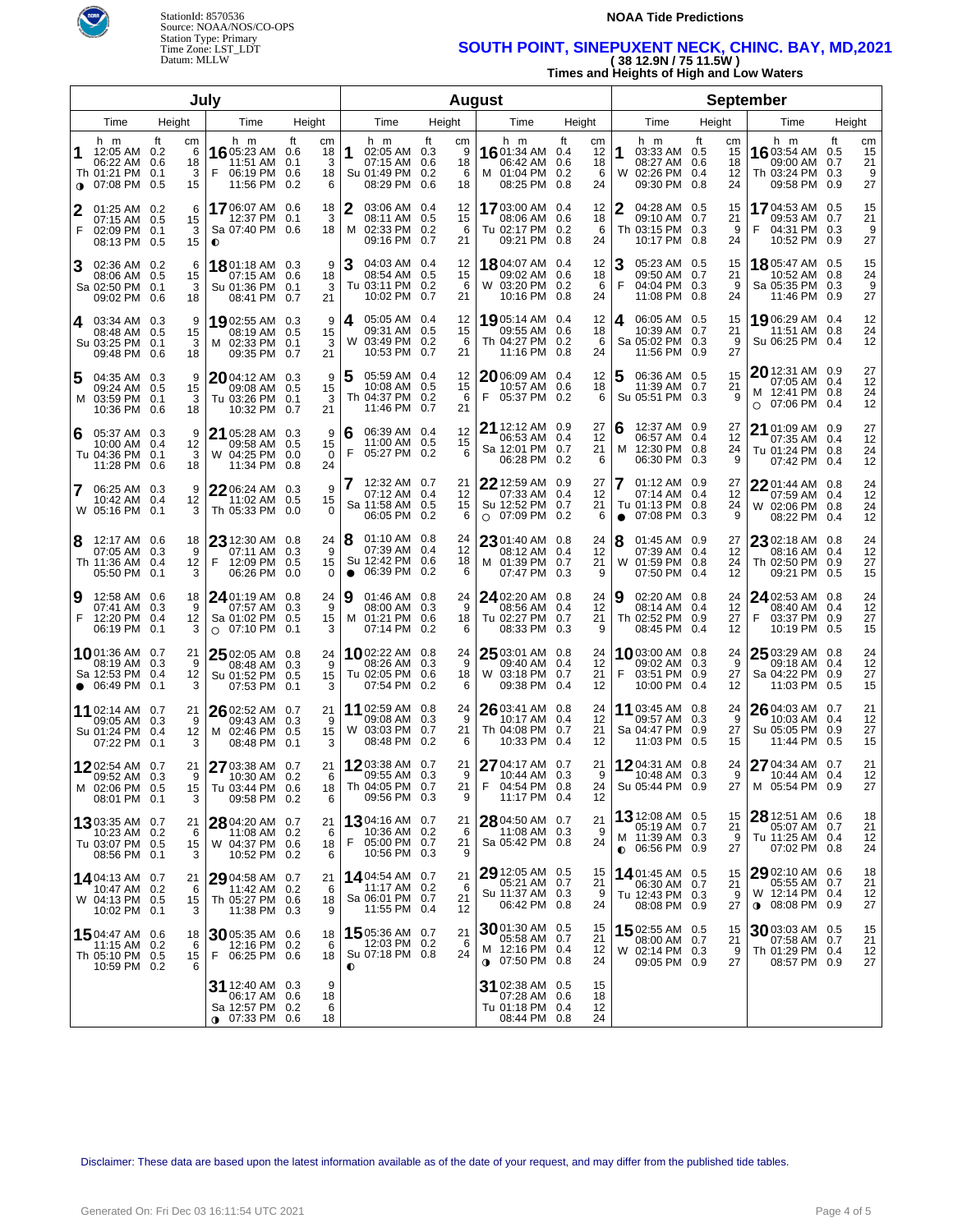StationId: 8570536
Source: NOAA/NOS/CO-OPS
Station Type: Primary
Time Zone: LST_LDT
Datum: MLLW

**NOAA Tide Predictions**

# SOUTH POINT, SINEPUXENT NECK, CHINC. BAY, MD,2021

**( 38 12.9N / 75 11.5W )**

**Times and Heights of High and Low Waters**

## July

| Date | Day | Time | ft | cm | Time | ft | cm | Time | ft | cm | Time | ft | cm |
|---|---|---|---|---|---|---|---|---|---|---|---|---|---|
| 1 | Th ◑ | 12:05 AM | 0.2 | 6 | 06:22 AM | 0.6 | 18 | 01:21 PM | 0.1 | 3 | 07:08 PM | 0.5 | 15 |
| 2 | F | 01:25 AM | 0.2 | 6 | 07:15 AM | 0.5 | 15 | 02:09 PM | 0.1 | 3 | 08:13 PM | 0.5 | 15 |
| 3 | Sa | 02:36 AM | 0.2 | 6 | 08:06 AM | 0.5 | 15 | 02:50 PM | 0.1 | 3 | 09:02 PM | 0.6 | 18 |
| 4 | Su | 03:34 AM | 0.3 | 9 | 08:48 AM | 0.5 | 15 | 03:25 PM | 0.1 | 3 | 09:48 PM | 0.6 | 18 |
| 5 | M | 04:35 AM | 0.3 | 9 | 09:24 AM | 0.5 | 15 | 03:59 PM | 0.1 | 3 | 10:36 PM | 0.6 | 18 |
| 6 | Tu | 05:37 AM | 0.3 | 9 | 10:00 AM | 0.4 | 12 | 04:36 PM | 0.1 | 3 | 11:28 PM | 0.6 | 18 |
| 7 | W | 06:25 AM | 0.3 | 9 | 10:42 AM | 0.4 | 12 | 05:16 PM | 0.1 | 3 | | | |
| 8 | Th | 12:17 AM | 0.6 | 18 | 07:05 AM | 0.3 | 9 | 11:36 AM | 0.4 | 12 | 05:50 PM | 0.1 | 3 |
| 9 | F | 12:58 AM | 0.6 | 18 | 07:41 AM | 0.3 | 9 | 12:20 PM | 0.4 | 12 | 06:19 PM | 0.1 | 3 |
| 10 | Sa ● | 01:36 AM | 0.7 | 21 | 08:19 AM | 0.3 | 9 | 12:53 PM | 0.4 | 12 | 06:49 PM | 0.1 | 3 |
| 11 | Su | 02:14 AM | 0.7 | 21 | 09:05 AM | 0.3 | 9 | 01:24 PM | 0.4 | 12 | 07:22 PM | 0.1 | 3 |
| 12 | M | 02:54 AM | 0.7 | 21 | 09:52 AM | 0.3 | 9 | 02:06 PM | 0.5 | 15 | 08:01 PM | 0.1 | 3 |
| 13 | Tu | 03:35 AM | 0.7 | 21 | 10:23 AM | 0.2 | 6 | 03:07 PM | 0.5 | 15 | 08:56 PM | 0.1 | 3 |
| 14 | W | 04:13 AM | 0.7 | 21 | 10:47 AM | 0.2 | 6 | 04:13 PM | 0.5 | 15 | 10:02 PM | 0.1 | 3 |
| 15 | Th | 04:47 AM | 0.6 | 18 | 11:15 AM | 0.2 | 6 | 05:10 PM | 0.5 | 15 | 10:59 PM | 0.2 | 6 |
| 16 | F | 05:23 AM | 0.6 | 18 | 11:51 AM | 0.1 | 3 | 06:19 PM | 0.6 | 18 | 11:56 PM | 0.2 | 6 |
| 17 | Sa ◐ | 06:07 AM | 0.6 | 18 | 12:37 PM | 0.1 | 3 | 07:40 PM | 0.6 | 18 | | | |
| 18 | Su | 01:18 AM | 0.3 | 9 | 07:15 AM | 0.6 | 18 | 01:36 PM | 0.1 | 3 | 08:41 PM | 0.7 | 21 |
| 19 | M | 02:55 AM | 0.3 | 9 | 08:19 AM | 0.5 | 15 | 02:33 PM | 0.1 | 3 | 09:35 PM | 0.7 | 21 |
| 20 | Tu | 04:12 AM | 0.3 | 9 | 09:08 AM | 0.5 | 15 | 03:26 PM | 0.1 | 3 | 10:32 PM | 0.7 | 21 |
| 21 | W | 05:28 AM | 0.3 | 9 | 09:58 AM | 0.5 | 15 | 04:25 PM | 0.0 | 0 | 11:34 PM | 0.8 | 24 |
| 22 | Th | 06:24 AM | 0.3 | 9 | 11:02 AM | 0.5 | 15 | 05:33 PM | 0.0 | 0 | | | |
| 23 | F | 12:30 AM | 0.8 | 24 | 07:11 AM | 0.3 | 9 | 12:09 PM | 0.5 | 15 | 06:26 PM | 0.0 | 0 |
| 24 | Sa ○ | 01:19 AM | 0.8 | 24 | 07:57 AM | 0.3 | 9 | 01:02 PM | 0.5 | 15 | 07:10 PM | 0.1 | 3 |
| 25 | Su | 02:05 AM | 0.8 | 24 | 08:48 AM | 0.3 | 9 | 01:52 PM | 0.5 | 15 | 07:53 PM | 0.1 | 3 |
| 26 | M | 02:52 AM | 0.7 | 21 | 09:43 AM | 0.3 | 9 | 02:46 PM | 0.5 | 15 | 08:48 PM | 0.1 | 3 |
| 27 | Tu | 03:38 AM | 0.7 | 21 | 10:30 AM | 0.2 | 6 | 03:44 PM | 0.6 | 18 | 09:58 PM | 0.2 | 6 |
| 28 | W | 04:20 AM | 0.7 | 21 | 11:08 AM | 0.2 | 6 | 04:37 PM | 0.6 | 18 | 10:52 PM | 0.2 | 6 |
| 29 | Th | 04:58 AM | 0.7 | 21 | 11:42 AM | 0.2 | 6 | 05:27 PM | 0.6 | 18 | 11:38 PM | 0.3 | 9 |
| 30 | F | 05:35 AM | 0.6 | 18 | 12:16 PM | 0.2 | 6 | 06:25 PM | 0.6 | 18 | | | |
| 31 | Sa ◑ | 12:40 AM | 0.3 | 9 | 06:17 AM | 0.6 | 18 | 12:57 PM | 0.2 | 6 | 07:33 PM | 0.6 | 18 |

## August

| Date | Day | Time | ft | cm | Time | ft | cm | Time | ft | cm | Time | ft | cm |
|---|---|---|---|---|---|---|---|---|---|---|---|---|---|
| 1 | Su | 02:05 AM | 0.3 | 9 | 07:15 AM | 0.6 | 18 | 01:49 PM | 0.2 | 6 | 08:29 PM | 0.6 | 18 |
| 2 | M | 03:06 AM | 0.4 | 12 | 08:11 AM | 0.5 | 15 | 02:33 PM | 0.2 | 6 | 09:16 PM | 0.7 | 21 |
| 3 | Tu | 04:03 AM | 0.4 | 12 | 08:54 AM | 0.5 | 15 | 03:11 PM | 0.2 | 6 | 10:02 PM | 0.7 | 21 |
| 4 | W | 05:05 AM | 0.4 | 12 | 09:31 AM | 0.5 | 15 | 03:49 PM | 0.2 | 6 | 10:53 PM | 0.7 | 21 |
| 5 | Th | 05:59 AM | 0.4 | 12 | 10:08 AM | 0.5 | 15 | 04:37 PM | 0.2 | 6 | 11:46 PM | 0.7 | 21 |
| 6 | F | 06:39 AM | 0.4 | 12 | 11:00 AM | 0.5 | 15 | 05:27 PM | 0.2 | 6 | | | |
| 7 | Sa | 12:32 AM | 0.7 | 21 | 07:12 AM | 0.4 | 12 | 11:58 AM | 0.5 | 15 | 06:05 PM | 0.2 | 6 |
| 8 | Su ● | 01:10 AM | 0.8 | 24 | 07:39 AM | 0.4 | 12 | 12:42 PM | 0.6 | 18 | 06:39 PM | 0.2 | 6 |
| 9 | M | 01:46 AM | 0.8 | 24 | 08:00 AM | 0.3 | 9 | 01:21 PM | 0.6 | 18 | 07:14 PM | 0.2 | 6 |
| 10 | Tu | 02:22 AM | 0.8 | 24 | 08:26 AM | 0.3 | 9 | 02:05 PM | 0.6 | 18 | 07:54 PM | 0.2 | 6 |
| 11 | W | 02:59 AM | 0.8 | 24 | 09:08 AM | 0.3 | 9 | 03:03 PM | 0.7 | 21 | 08:48 PM | 0.2 | 6 |
| 12 | Th | 03:38 AM | 0.7 | 21 | 09:55 AM | 0.3 | 9 | 04:05 PM | 0.7 | 21 | 09:56 PM | 0.3 | 9 |
| 13 | F | 04:16 AM | 0.7 | 21 | 10:36 AM | 0.2 | 6 | 05:00 PM | 0.7 | 21 | 10:56 PM | 0.3 | 9 |
| 14 | Sa | 04:54 AM | 0.7 | 21 | 11:17 AM | 0.2 | 6 | 06:01 PM | 0.7 | 21 | 11:55 PM | 0.4 | 12 |
| 15 | Su ◐ | 05:36 AM | 0.7 | 21 | 12:03 PM | 0.2 | 6 | 07:18 PM | 0.8 | 24 | | | |
| 16 | M | 01:34 AM | 0.4 | 12 | 06:42 AM | 0.6 | 18 | 01:04 PM | 0.2 | 6 | 08:25 PM | 0.8 | 24 |
| 17 | Tu | 03:00 AM | 0.4 | 12 | 08:06 AM | 0.6 | 18 | 02:17 PM | 0.2 | 6 | 09:21 PM | 0.8 | 24 |
| 18 | W | 04:07 AM | 0.4 | 12 | 09:02 AM | 0.6 | 18 | 03:20 PM | 0.2 | 6 | 10:16 PM | 0.8 | 24 |
| 19 | Th | 05:14 AM | 0.4 | 12 | 09:55 AM | 0.6 | 18 | 04:27 PM | 0.2 | 6 | 11:16 PM | 0.8 | 24 |
| 20 | F | 06:09 AM | 0.4 | 12 | 10:57 AM | 0.6 | 18 | 05:37 PM | 0.2 | 6 | | | |
| 21 | Sa | 12:12 AM | 0.9 | 27 | 06:53 AM | 0.4 | 12 | 12:01 PM | 0.7 | 21 | 06:28 PM | 0.2 | 6 |
| 22 | Su ○ | 12:59 AM | 0.9 | 27 | 07:33 AM | 0.4 | 12 | 12:52 PM | 0.7 | 21 | 07:09 PM | 0.2 | 6 |
| 23 | M | 01:40 AM | 0.8 | 24 | 08:12 AM | 0.4 | 12 | 01:39 PM | 0.7 | 21 | 07:47 PM | 0.3 | 9 |
| 24 | Tu | 02:20 AM | 0.8 | 24 | 08:56 AM | 0.4 | 12 | 02:27 PM | 0.7 | 21 | 08:33 PM | 0.3 | 9 |
| 25 | W | 03:01 AM | 0.8 | 24 | 09:40 AM | 0.4 | 12 | 03:18 PM | 0.7 | 21 | 09:38 PM | 0.4 | 12 |
| 26 | Th | 03:41 AM | 0.8 | 24 | 10:17 AM | 0.4 | 12 | 04:08 PM | 0.7 | 21 | 10:33 PM | 0.4 | 12 |
| 27 | F | 04:17 AM | 0.7 | 21 | 10:44 AM | 0.3 | 9 | 04:54 PM | 0.8 | 24 | 11:17 PM | 0.4 | 12 |
| 28 | Sa | 04:50 AM | 0.7 | 21 | 11:08 AM | 0.3 | 9 | 05:42 PM | 0.8 | 24 | | | |
| 29 | Su | 12:05 AM | 0.5 | 15 | 05:21 AM | 0.7 | 21 | 11:37 AM | 0.3 | 9 | 06:42 PM | 0.8 | 24 |
| 30 | M ◑ | 01:30 AM | 0.5 | 15 | 05:58 AM | 0.7 | 21 | 12:16 PM | 0.4 | 12 | 07:50 PM | 0.8 | 24 |
| 31 | Tu | 02:38 AM | 0.5 | 15 | 07:28 AM | 0.6 | 18 | 01:18 PM | 0.4 | 12 | 08:44 PM | 0.8 | 24 |

## September

| Date | Day | Time | ft | cm | Time | ft | cm | Time | ft | cm | Time | ft | cm |
|---|---|---|---|---|---|---|---|---|---|---|---|---|---|
| 1 | W | 03:33 AM | 0.5 | 15 | 08:27 AM | 0.6 | 18 | 02:26 PM | 0.4 | 12 | 09:30 PM | 0.8 | 24 |
| 2 | Th | 04:28 AM | 0.5 | 15 | 09:10 AM | 0.7 | 21 | 03:15 PM | 0.3 | 9 | 10:17 PM | 0.8 | 24 |
| 3 | F | 05:23 AM | 0.5 | 15 | 09:50 AM | 0.7 | 21 | 04:04 PM | 0.3 | 9 | 11:08 PM | 0.8 | 24 |
| 4 | Sa | 06:05 AM | 0.5 | 15 | 10:39 AM | 0.7 | 21 | 05:02 PM | 0.3 | 9 | 11:56 PM | 0.9 | 27 |
| 5 | Su | 06:36 AM | 0.5 | 15 | 11:39 AM | 0.7 | 21 | 05:51 PM | 0.3 | 9 | | | |
| 6 | M | 12:37 AM | 0.9 | 27 | 06:57 AM | 0.4 | 12 | 12:30 PM | 0.8 | 24 | 06:30 PM | 0.3 | 9 |
| 7 | Tu ● | 01:12 AM | 0.9 | 27 | 07:14 AM | 0.4 | 12 | 01:13 PM | 0.8 | 24 | 07:08 PM | 0.3 | 9 |
| 8 | W | 01:45 AM | 0.9 | 27 | 07:39 AM | 0.4 | 12 | 01:59 PM | 0.8 | 24 | 07:50 PM | 0.4 | 12 |
| 9 | Th | 02:20 AM | 0.8 | 24 | 08:14 AM | 0.4 | 12 | 02:52 PM | 0.9 | 27 | 08:45 PM | 0.4 | 12 |
| 10 | F | 03:00 AM | 0.8 | 24 | 09:02 AM | 0.3 | 9 | 03:51 PM | 0.9 | 27 | 10:00 PM | 0.4 | 12 |
| 11 | Sa | 03:45 AM | 0.8 | 24 | 09:57 AM | 0.3 | 9 | 04:47 PM | 0.9 | 27 | 11:03 PM | 0.5 | 15 |
| 12 | Su | 04:31 AM | 0.8 | 24 | 10:48 AM | 0.3 | 9 | 05:44 PM | 0.9 | 27 | | | |
| 13 | M ◐ | 12:08 AM | 0.5 | 15 | 05:19 AM | 0.7 | 21 | 11:39 AM | 0.3 | 9 | 06:56 PM | 0.9 | 27 |
| 14 | Tu | 01:45 AM | 0.5 | 15 | 06:30 AM | 0.7 | 21 | 12:43 PM | 0.3 | 9 | 08:08 PM | 0.9 | 27 |
| 15 | W | 02:55 AM | 0.5 | 15 | 08:00 AM | 0.7 | 21 | 02:14 PM | 0.3 | 9 | 09:05 PM | 0.9 | 27 |
| 16 | Th | 03:54 AM | 0.5 | 15 | 09:00 AM | 0.7 | 21 | 03:24 PM | 0.3 | 9 | 09:58 PM | 0.9 | 27 |
| 17 | F | 04:53 AM | 0.5 | 15 | 09:53 AM | 0.7 | 21 | 04:31 PM | 0.3 | 9 | 10:52 PM | 0.9 | 27 |
| 18 | Sa | 05:47 AM | 0.5 | 15 | 10:52 AM | 0.8 | 24 | 05:35 PM | 0.3 | 9 | 11:46 PM | 0.9 | 27 |
| 19 | Su | 06:29 AM | 0.4 | 12 | 11:51 AM | 0.8 | 24 | 06:25 PM | 0.4 | 12 | | | |
| 20 | M ○ | 12:31 AM | 0.9 | 27 | 07:05 AM | 0.4 | 12 | 12:41 PM | 0.8 | 24 | 07:06 PM | 0.4 | 12 |
| 21 | Tu | 01:09 AM | 0.9 | 27 | 07:35 AM | 0.4 | 12 | 01:24 PM | 0.8 | 24 | 07:42 PM | 0.4 | 12 |
| 22 | W | 01:44 AM | 0.8 | 24 | 07:59 AM | 0.4 | 12 | 02:06 PM | 0.8 | 24 | 08:22 PM | 0.4 | 12 |
| 23 | Th | 02:18 AM | 0.8 | 24 | 08:16 AM | 0.4 | 12 | 02:50 PM | 0.9 | 27 | 09:21 PM | 0.5 | 15 |
| 24 | F | 02:53 AM | 0.8 | 24 | 08:40 AM | 0.4 | 12 | 03:37 PM | 0.9 | 27 | 10:19 PM | 0.5 | 15 |
| 25 | Sa | 03:29 AM | 0.8 | 24 | 09:18 AM | 0.4 | 12 | 04:22 PM | 0.9 | 27 | 11:03 PM | 0.5 | 15 |
| 26 | Su | 04:03 AM | 0.7 | 21 | 10:03 AM | 0.4 | 12 | 05:05 PM | 0.9 | 27 | 11:44 PM | 0.5 | 15 |
| 27 | M | 04:34 AM | 0.7 | 21 | 10:44 AM | 0.4 | 12 | 05:54 PM | 0.9 | 27 | | | |
| 28 | Tu | 12:51 AM | 0.6 | 18 | 05:07 AM | 0.7 | 21 | 11:25 AM | 0.4 | 12 | 07:02 PM | 0.8 | 24 |
| 29 | W ◑ | 02:10 AM | 0.6 | 18 | 05:55 AM | 0.7 | 21 | 12:14 PM | 0.4 | 12 | 08:08 PM | 0.9 | 27 |
| 30 | Th | 03:03 AM | 0.5 | 15 | 07:58 AM | 0.7 | 21 | 01:29 PM | 0.4 | 12 | 08:57 PM | 0.9 | 27 |

Disclaimer: These data are based upon the latest information available as of the date of your request, and may differ from the published tide tables.

Generated On: Fri Dec 03 16:11:54 UTC 2021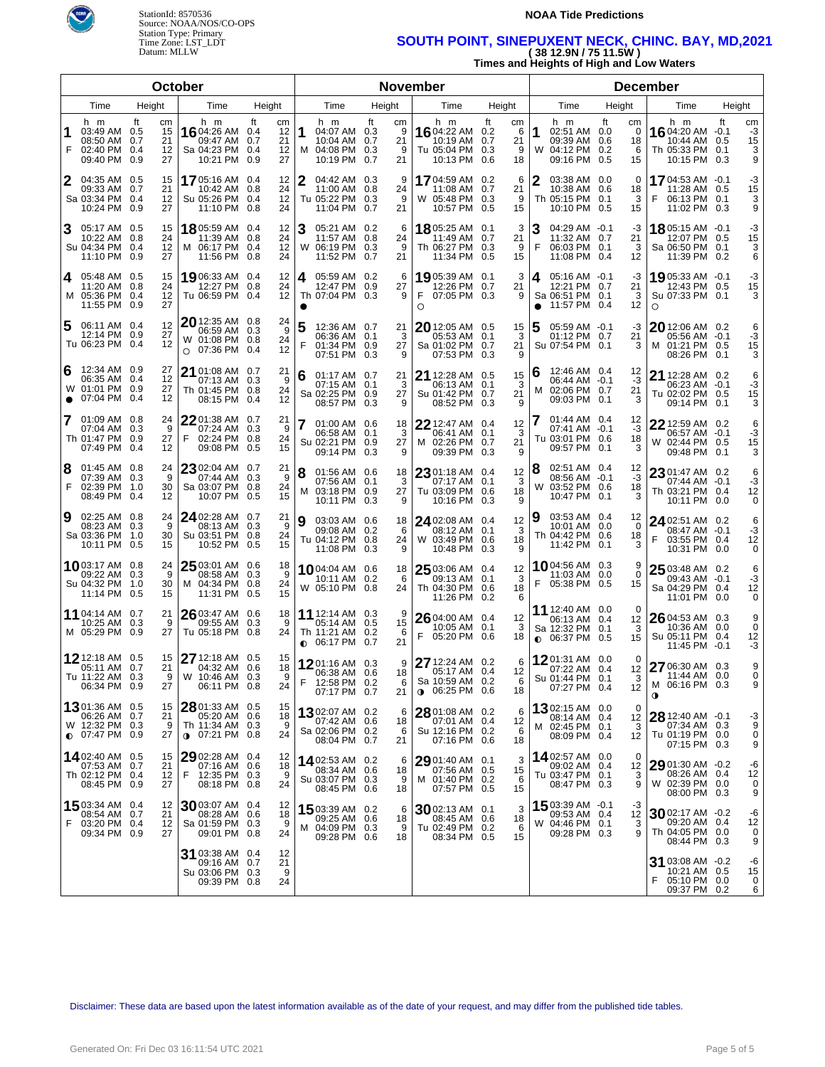**NOAA Tide Predictions**

StationId: 8570536
Source: NOAA/NOS/CO-OPS
Station Type: Primary
Time Zone: LST_LDT
Datum: MLLW

## SOUTH POINT, SINEPUXENT NECK, CHINC. BAY, MD,2021

**( 38 12.9N / 75 11.5W )**

**Times and Heights of High and Low Waters**

### October

| Day | Time (h m) | Height (ft) | Height (cm) |
|---|---|---|---|
| 1 F | 03:49 AM | 0.5 | 15 |
| | 08:50 AM | 0.7 | 21 |
| | 02:40 PM | 0.4 | 12 |
| | 09:40 PM | 0.9 | 27 |
| 2 Sa | 04:35 AM | 0.5 | 15 |
| | 09:33 AM | 0.7 | 21 |
| | 03:34 PM | 0.4 | 12 |
| | 10:24 PM | 0.9 | 27 |
| 3 Su | 05:17 AM | 0.5 | 15 |
| | 10:22 AM | 0.8 | 24 |
| | 04:34 PM | 0.4 | 12 |
| | 11:10 PM | 0.9 | 27 |
| 4 M | 05:48 AM | 0.5 | 15 |
| | 11:20 AM | 0.8 | 24 |
| | 05:36 PM | 0.4 | 12 |
| | 11:55 PM | 0.9 | 27 |
| 5 Tu | 06:11 AM | 0.4 | 12 |
| | 12:14 PM | 0.9 | 27 |
| | 06:23 PM | 0.4 | 12 |
| 6 W ● | 12:34 AM | 0.9 | 27 |
| | 06:35 AM | 0.4 | 12 |
| | 01:01 PM | 0.9 | 27 |
| | 07:04 PM | 0.4 | 12 |
| 7 Th | 01:09 AM | 0.8 | 24 |
| | 07:04 AM | 0.3 | 9 |
| | 01:47 PM | 0.9 | 27 |
| | 07:49 PM | 0.4 | 12 |
| 8 F | 01:45 AM | 0.8 | 24 |
| | 07:39 AM | 0.3 | 9 |
| | 02:39 PM | 1.0 | 30 |
| | 08:49 PM | 0.4 | 12 |
| 9 Sa | 02:25 AM | 0.8 | 24 |
| | 08:23 AM | 0.3 | 9 |
| | 03:36 PM | 1.0 | 30 |
| | 10:11 PM | 0.5 | 15 |
| 10 Su | 03:17 AM | 0.8 | 24 |
| | 09:22 AM | 0.3 | 9 |
| | 04:32 PM | 1.0 | 30 |
| | 11:14 PM | 0.5 | 15 |
| 11 M | 04:14 AM | 0.7 | 21 |
| | 10:25 AM | 0.3 | 9 |
| | 05:29 PM | 0.9 | 27 |
| 12 Tu | 12:18 AM | 0.5 | 15 |
| | 05:11 AM | 0.7 | 21 |
| | 11:22 AM | 0.3 | 9 |
| | 06:34 PM | 0.9 | 27 |
| 13 W ◐ | 01:36 AM | 0.5 | 15 |
| | 06:26 AM | 0.7 | 21 |
| | 12:32 PM | 0.3 | 9 |
| | 07:47 PM | 0.9 | 27 |
| 14 Th | 02:40 AM | 0.5 | 15 |
| | 07:53 AM | 0.7 | 21 |
| | 02:12 PM | 0.4 | 12 |
| | 08:45 PM | 0.9 | 27 |
| 15 F | 03:34 AM | 0.4 | 12 |
| | 08:54 AM | 0.7 | 21 |
| | 03:20 PM | 0.4 | 12 |
| | 09:34 PM | 0.9 | 27 |
| 16 Sa | 04:26 AM | 0.4 | 12 |
| | 09:47 AM | 0.7 | 21 |
| | 04:23 PM | 0.4 | 12 |
| | 10:21 PM | 0.9 | 27 |
| 17 Su | 05:16 AM | 0.4 | 12 |
| | 10:42 AM | 0.8 | 24 |
| | 05:26 PM | 0.4 | 12 |
| | 11:10 PM | 0.8 | 24 |
| 18 M | 05:59 AM | 0.4 | 12 |
| | 11:39 AM | 0.8 | 24 |
| | 06:17 PM | 0.4 | 12 |
| | 11:56 PM | 0.8 | 24 |
| 19 Tu | 06:33 AM | 0.4 | 12 |
| | 12:27 PM | 0.8 | 24 |
| | 06:59 PM | 0.4 | 12 |
| 20 W ○ | 12:35 AM | 0.8 | 24 |
| | 06:59 AM | 0.3 | 9 |
| | 01:08 PM | 0.8 | 24 |
| | 07:36 PM | 0.4 | 12 |
| 21 Th | 01:08 AM | 0.7 | 21 |
| | 07:13 AM | 0.3 | 9 |
| | 01:45 PM | 0.8 | 24 |
| | 08:57 PM | 0.4 | 12 |
| 22 F | 01:38 AM | 0.7 | 21 |
| | 07:24 AM | 0.3 | 9 |
| | 02:24 PM | 0.8 | 24 |
| | 09:08 PM | 0.5 | 15 |
| 23 Sa | 02:04 AM | 0.7 | 21 |
| | 07:44 AM | 0.3 | 9 |
| | 03:07 PM | 0.8 | 24 |
| | 10:07 PM | 0.5 | 15 |
| 24 Su | 02:28 AM | 0.7 | 21 |
| | 08:13 AM | 0.3 | 9 |
| | 03:51 PM | 0.8 | 24 |
| | 10:52 PM | 0.5 | 15 |
| 25 M | 03:01 AM | 0.6 | 18 |
| | 08:58 AM | 0.3 | 9 |
| | 04:34 PM | 0.8 | 24 |
| | 11:31 PM | 0.5 | 15 |
| 26 Tu | 03:47 AM | 0.6 | 18 |
| | 09:55 AM | 0.3 | 9 |
| | 05:18 PM | 0.8 | 24 |
| 27 W | 12:18 AM | 0.5 | 15 |
| | 04:32 AM | 0.6 | 18 |
| | 10:46 AM | 0.3 | 9 |
| | 06:11 PM | 0.8 | 24 |
| 28 Th ◑ | 01:33 AM | 0.5 | 15 |
| | 05:20 AM | 0.6 | 18 |
| | 11:34 AM | 0.3 | 9 |
| | 07:21 PM | 0.8 | 24 |
| 29 F | 02:28 AM | 0.4 | 12 |
| | 07:16 AM | 0.6 | 18 |
| | 12:35 PM | 0.3 | 9 |
| | 08:18 PM | 0.8 | 24 |
| 30 Sa | 03:07 AM | 0.4 | 12 |
| | 08:28 AM | 0.6 | 18 |
| | 01:59 PM | 0.3 | 9 |
| | 09:01 PM | 0.8 | 24 |
| 31 Su | 03:38 AM | 0.4 | 12 |
| | 09:16 AM | 0.7 | 21 |
| | 03:06 PM | 0.3 | 9 |
| | 09:39 PM | 0.8 | 24 |

### November

| Day | Time (h m) | Height (ft) | Height (cm) |
|---|---|---|---|
| 1 M | 04:07 AM | 0.3 | 9 |
| | 10:04 AM | 0.7 | 21 |
| | 04:08 PM | 0.3 | 9 |
| | 10:19 PM | 0.7 | 21 |
| 2 Tu | 04:42 AM | 0.3 | 9 |
| | 11:00 AM | 0.8 | 24 |
| | 05:22 PM | 0.3 | 9 |
| | 11:04 PM | 0.7 | 21 |
| 3 W | 05:21 AM | 0.2 | 6 |
| | 11:57 AM | 0.8 | 24 |
| | 06:19 PM | 0.3 | 9 |
| | 11:52 PM | 0.7 | 21 |
| 4 Th ● | 05:59 AM | 0.2 | 6 |
| | 12:47 PM | 0.9 | 27 |
| | 07:04 PM | 0.3 | 9 |
| 5 F | 12:36 AM | 0.7 | 21 |
| | 06:36 AM | 0.1 | 3 |
| | 01:34 PM | 0.9 | 27 |
| | 07:51 PM | 0.3 | 9 |
| 6 Sa | 01:17 AM | 0.7 | 21 |
| | 07:15 AM | 0.1 | 3 |
| | 02:25 PM | 0.9 | 27 |
| | 08:57 PM | 0.3 | 9 |
| 7 Su | 01:00 AM | 0.6 | 18 |
| | 06:58 AM | 0.1 | 3 |
| | 02:21 PM | 0.9 | 27 |
| | 09:14 PM | 0.3 | 9 |
| 8 M | 01:56 AM | 0.6 | 18 |
| | 07:56 AM | 0.1 | 3 |
| | 03:18 PM | 0.9 | 27 |
| | 10:11 PM | 0.3 | 9 |
| 9 Tu | 03:03 AM | 0.6 | 18 |
| | 09:08 AM | 0.2 | 6 |
| | 04:12 PM | 0.8 | 24 |
| | 11:08 PM | 0.3 | 9 |
| 10 W | 04:04 AM | 0.6 | 18 |
| | 10:11 AM | 0.2 | 6 |
| | 05:10 PM | 0.8 | 24 |
| 11 Th ◐ | 12:14 AM | 0.3 | 9 |
| | 05:14 AM | 0.5 | 15 |
| | 11:21 AM | 0.2 | 6 |
| | 06:17 PM | 0.7 | 21 |
| 12 F | 01:16 AM | 0.3 | 9 |
| | 06:38 AM | 0.6 | 18 |
| | 12:58 PM | 0.2 | 6 |
| | 07:17 PM | 0.7 | 21 |
| 13 Sa | 02:07 AM | 0.2 | 6 |
| | 07:42 AM | 0.6 | 18 |
| | 02:06 PM | 0.2 | 6 |
| | 08:04 PM | 0.7 | 21 |
| 14 Su | 02:53 AM | 0.2 | 6 |
| | 08:34 AM | 0.6 | 18 |
| | 03:07 PM | 0.3 | 9 |
| | 08:45 PM | 0.6 | 18 |
| 15 M | 03:39 AM | 0.2 | 6 |
| | 09:25 AM | 0.6 | 18 |
| | 04:09 PM | 0.3 | 9 |
| | 09:28 PM | 0.6 | 18 |
| 16 Tu | 04:22 AM | 0.2 | 6 |
| | 10:19 AM | 0.7 | 21 |
| | 05:04 PM | 0.3 | 9 |
| | 10:13 PM | 0.6 | 18 |
| 17 W | 04:59 AM | 0.2 | 6 |
| | 11:08 AM | 0.7 | 21 |
| | 05:48 PM | 0.3 | 9 |
| | 10:57 PM | 0.5 | 15 |
| 18 Th | 05:25 AM | 0.1 | 3 |
| | 11:49 AM | 0.7 | 21 |
| | 06:27 PM | 0.3 | 9 |
| | 11:34 PM | 0.5 | 15 |
| 19 F ○ | 05:39 AM | 0.1 | 3 |
| | 12:26 PM | 0.7 | 21 |
| | 07:05 PM | 0.3 | 9 |
| 20 Sa | 12:05 AM | 0.5 | 15 |
| | 05:53 AM | 0.1 | 3 |
| | 01:02 PM | 0.7 | 21 |
| | 07:53 PM | 0.3 | 9 |
| 21 Su | 12:28 AM | 0.5 | 15 |
| | 06:13 AM | 0.1 | 3 |
| | 01:42 PM | 0.7 | 21 |
| | 08:52 PM | 0.3 | 9 |
| 22 M | 12:47 AM | 0.4 | 12 |
| | 06:41 AM | 0.1 | 3 |
| | 02:26 PM | 0.7 | 21 |
| | 09:39 PM | 0.3 | 9 |
| 23 Tu | 01:18 AM | 0.4 | 12 |
| | 07:17 AM | 0.1 | 3 |
| | 03:09 PM | 0.6 | 18 |
| | 10:16 PM | 0.3 | 9 |
| 24 W | 02:08 AM | 0.4 | 12 |
| | 08:12 AM | 0.1 | 3 |
| | 03:49 PM | 0.6 | 18 |
| | 10:48 PM | 0.3 | 9 |
| 25 Th | 03:06 AM | 0.4 | 12 |
| | 09:13 AM | 0.1 | 3 |
| | 04:30 PM | 0.6 | 18 |
| | 11:26 PM | 0.2 | 6 |
| 26 F | 04:00 AM | 0.4 | 12 |
| | 10:05 AM | 0.1 | 3 |
| | 05:20 PM | 0.6 | 18 |
| 27 Sa ◑ | 12:24 AM | 0.2 | 6 |
| | 05:17 AM | 0.4 | 12 |
| | 10:59 AM | 0.2 | 6 |
| | 06:25 PM | 0.6 | 18 |
| 28 Su | 01:08 AM | 0.2 | 6 |
| | 07:01 AM | 0.4 | 12 |
| | 12:16 PM | 0.2 | 6 |
| | 07:16 PM | 0.6 | 18 |
| 29 M | 01:40 AM | 0.1 | 3 |
| | 07:56 AM | 0.5 | 15 |
| | 01:40 PM | 0.2 | 6 |
| | 07:57 PM | 0.5 | 15 |
| 30 Tu | 02:13 AM | 0.1 | 3 |
| | 08:45 AM | 0.6 | 18 |
| | 02:49 PM | 0.2 | 6 |
| | 08:34 PM | 0.5 | 15 |

### December

| Day | Time (h m) | Height (ft) | Height (cm) |
|---|---|---|---|
| 1 W | 02:51 AM | 0.0 | 0 |
| | 09:39 AM | 0.6 | 18 |
| | 04:12 PM | 0.2 | 6 |
| | 09:16 PM | 0.5 | 15 |
| 2 Th | 03:38 AM | 0.0 | 0 |
| | 10:38 AM | 0.6 | 18 |
| | 05:15 PM | 0.1 | 3 |
| | 10:10 PM | 0.5 | 15 |
| 3 F | 04:29 AM | -0.1 | -3 |
| | 11:32 AM | 0.7 | 21 |
| | 06:03 PM | 0.1 | 3 |
| | 11:08 PM | 0.4 | 12 |
| 4 Sa ● | 05:16 AM | -0.1 | -3 |
| | 12:21 PM | 0.7 | 21 |
| | 06:51 PM | 0.1 | 3 |
| | 11:57 PM | 0.4 | 12 |
| 5 Su | 05:59 AM | -0.1 | -3 |
| | 01:12 PM | 0.7 | 21 |
| | 07:54 PM | 0.1 | 3 |
| 6 M | 12:46 AM | 0.4 | 12 |
| | 06:44 AM | -0.1 | -3 |
| | 02:06 PM | 0.7 | 21 |
| | 09:03 PM | 0.1 | 3 |
| 7 Tu | 01:44 AM | 0.4 | 12 |
| | 07:41 AM | -0.1 | -3 |
| | 03:01 PM | 0.6 | 18 |
| | 09:57 PM | 0.1 | 3 |
| 8 W | 02:51 AM | 0.4 | 12 |
| | 08:56 AM | -0.1 | -3 |
| | 03:52 PM | 0.6 | 18 |
| | 10:47 PM | 0.1 | 3 |
| 9 Th | 03:53 AM | 0.4 | 12 |
| | 10:01 AM | 0.0 | 0 |
| | 04:42 PM | 0.6 | 18 |
| | 11:42 PM | 0.1 | 3 |
| 10 F | 04:56 AM | 0.3 | 9 |
| | 11:03 AM | 0.0 | 0 |
| | 05:38 PM | 0.5 | 15 |
| 11 Sa ◐ | 12:40 AM | 0.0 | 0 |
| | 06:13 AM | 0.4 | 12 |
| | 12:32 PM | 0.1 | 3 |
| | 06:37 PM | 0.5 | 15 |
| 12 Su | 01:31 AM | 0.0 | 0 |
| | 07:22 AM | 0.4 | 12 |
| | 01:44 PM | 0.1 | 3 |
| | 07:27 PM | 0.4 | 12 |
| 13 M | 02:15 AM | 0.0 | 0 |
| | 08:14 AM | 0.4 | 12 |
| | 02:45 PM | 0.1 | 3 |
| | 08:09 PM | 0.4 | 12 |
| 14 Tu | 02:57 AM | 0.0 | 0 |
| | 09:02 AM | 0.4 | 12 |
| | 03:47 PM | 0.1 | 3 |
| | 08:47 PM | 0.3 | 9 |
| 15 W | 03:39 AM | -0.1 | -3 |
| | 09:53 AM | 0.4 | 12 |
| | 04:46 PM | 0.1 | 3 |
| | 09:28 PM | 0.3 | 9 |
| 16 Th | 04:20 AM | -0.1 | -3 |
| | 10:44 AM | 0.5 | 15 |
| | 05:33 PM | 0.1 | 3 |
| | 10:15 PM | 0.3 | 9 |
| 17 F | 04:53 AM | -0.1 | -3 |
| | 11:28 AM | 0.5 | 15 |
| | 06:13 PM | 0.1 | 3 |
| | 11:02 PM | 0.3 | 9 |
| 18 Sa | 05:15 AM | -0.1 | -3 |
| | 12:07 PM | 0.5 | 15 |
| | 06:50 PM | 0.1 | 3 |
| | 11:39 PM | 0.2 | 6 |
| 19 Su ○ | 05:33 AM | -0.1 | -3 |
| | 12:43 PM | 0.5 | 15 |
| | 07:33 PM | 0.1 | 3 |
| 20 M | 12:06 AM | 0.2 | 6 |
| | 05:56 AM | -0.1 | -3 |
| | 01:21 PM | 0.5 | 15 |
| | 08:26 PM | 0.1 | 3 |
| 21 Tu | 12:28 AM | 0.2 | 6 |
| | 06:23 AM | -0.1 | -3 |
| | 02:02 PM | 0.5 | 15 |
| | 09:14 PM | 0.1 | 3 |
| 22 W | 12:59 AM | 0.2 | 6 |
| | 06:57 AM | -0.1 | -3 |
| | 02:44 PM | 0.5 | 15 |
| | 09:48 PM | 0.1 | 3 |
| 23 Th | 01:47 AM | 0.2 | 6 |
| | 07:44 AM | -0.1 | -3 |
| | 03:21 PM | 0.4 | 12 |
| | 10:11 PM | 0.0 | 0 |
| 24 F | 02:51 AM | 0.2 | 6 |
| | 08:47 AM | -0.1 | -3 |
| | 03:55 PM | 0.4 | 12 |
| | 10:31 PM | 0.0 | 0 |
| 25 Sa | 03:48 AM | 0.2 | 6 |
| | 09:43 AM | -0.1 | -3 |
| | 04:29 PM | 0.4 | 12 |
| | 11:01 PM | 0.0 | 0 |
| 26 Su | 04:53 AM | 0.3 | 9 |
| | 10:36 AM | 0.0 | 0 |
| | 05:11 PM | 0.4 | 12 |
| | 11:45 PM | -0.1 | -3 |
| 27 M ◑ | 06:30 AM | 0.3 | 9 |
| | 11:44 AM | 0.0 | 0 |
| | 06:16 PM | 0.3 | 9 |
| 28 Tu | 12:40 AM | -0.1 | -3 |
| | 07:34 AM | 0.3 | 9 |
| | 01:19 PM | 0.0 | 0 |
| | 07:15 PM | 0.3 | 9 |
| 29 W | 01:30 AM | -0.2 | -6 |
| | 08:26 AM | 0.4 | 12 |
| | 02:29 PM | 0.0 | 0 |
| | 08:00 PM | 0.3 | 9 |
| 30 Th | 02:17 AM | -0.2 | -6 |
| | 09:20 AM | 0.4 | 12 |
| | 04:05 PM | 0.0 | 0 |
| | 08:44 PM | 0.3 | 9 |
| 31 F | 03:08 AM | -0.2 | -6 |
| | 10:21 AM | 0.5 | 15 |
| | 05:10 PM | 0.0 | 0 |
| | 09:37 PM | 0.2 | 6 |

Disclaimer: These data are based upon the latest information available as of the date of your request, and may differ from the published tide tables.